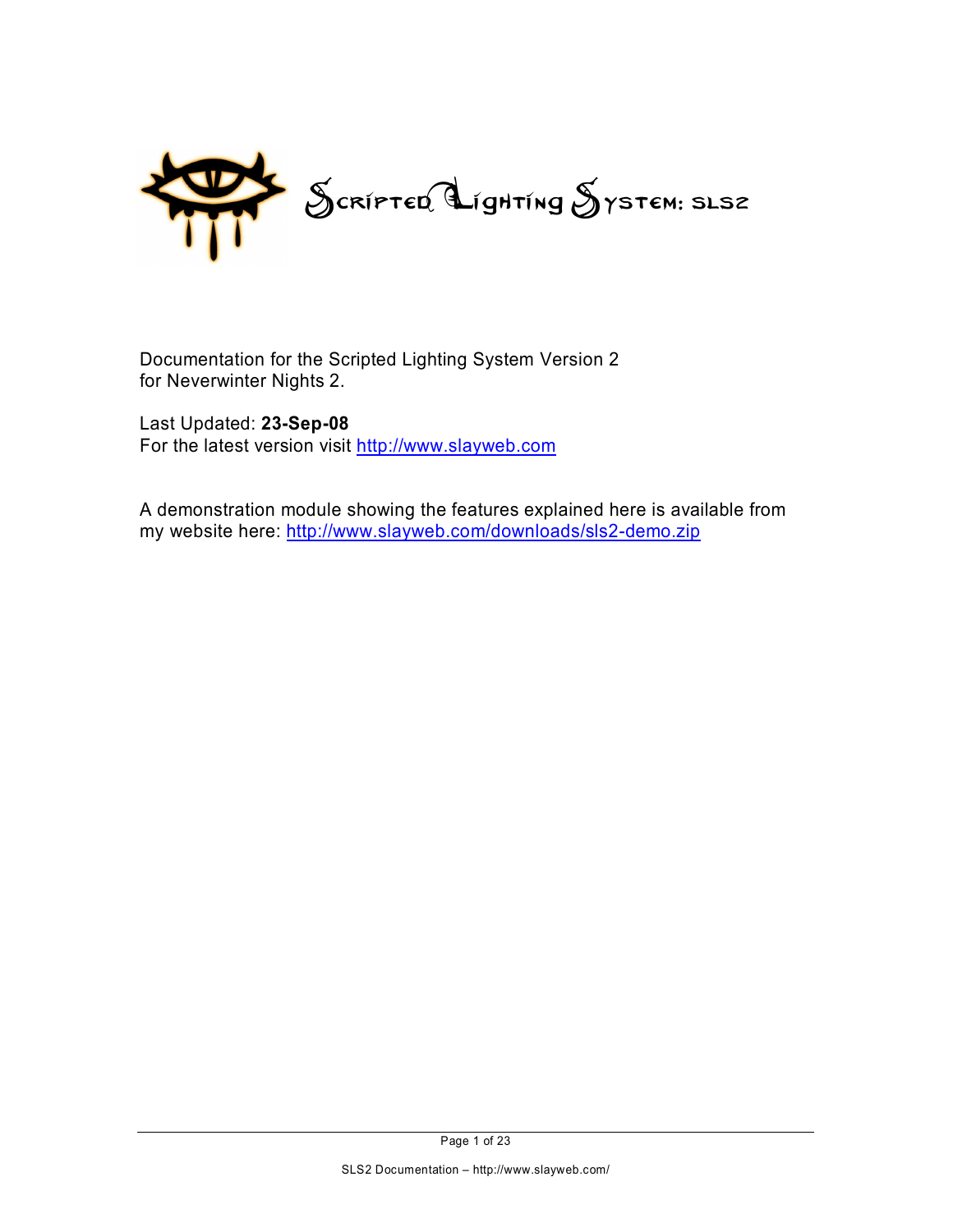# Scripted Lighting System: SLS2

Documentation for the Scripted Lighting System Version 2
for Neverwinter Nights 2.

Last Updated: **23-Sep-08**
For the latest version visit http://www.slayweb.com

A demonstration module showing the features explained here is available from my website here: http://www.slayweb.com/downloads/sls2-demo.zip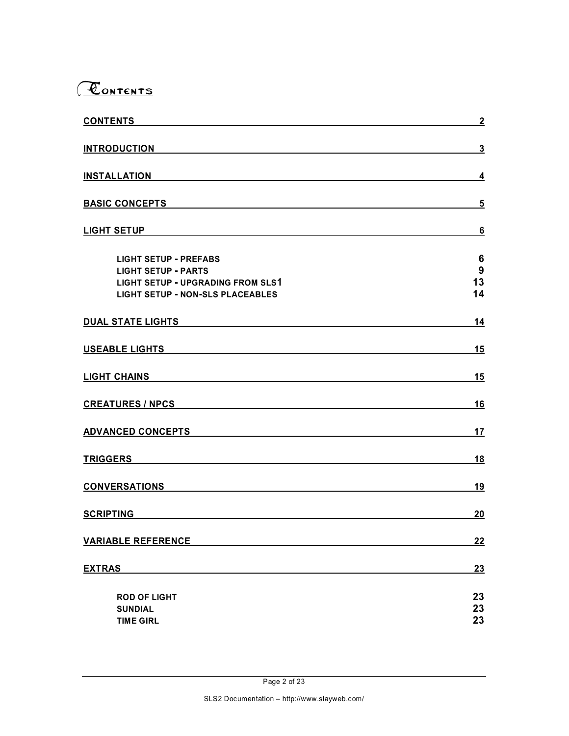# Contents

| | |
|---|---|
| **CONTENTS** | **2** |
| **INTRODUCTION** | **3** |
| **INSTALLATION** | **4** |
| **BASIC CONCEPTS** | **5** |
| **LIGHT SETUP** | **6** |
| LIGHT SETUP - PREFABS | 6 |
| LIGHT SETUP - PARTS | 9 |
| LIGHT SETUP - UPGRADING FROM SLS1 | 13 |
| LIGHT SETUP - NON-SLS PLACEABLES | 14 |
| **DUAL STATE LIGHTS** | **14** |
| **USEABLE LIGHTS** | **15** |
| **LIGHT CHAINS** | **15** |
| **CREATURES / NPCS** | **16** |
| **ADVANCED CONCEPTS** | **17** |
| **TRIGGERS** | **18** |
| **CONVERSATIONS** | **19** |
| **SCRIPTING** | **20** |
| **VARIABLE REFERENCE** | **22** |
| **EXTRAS** | **23** |
| ROD OF LIGHT | 23 |
| SUNDIAL | 23 |
| TIME GIRL | 23 |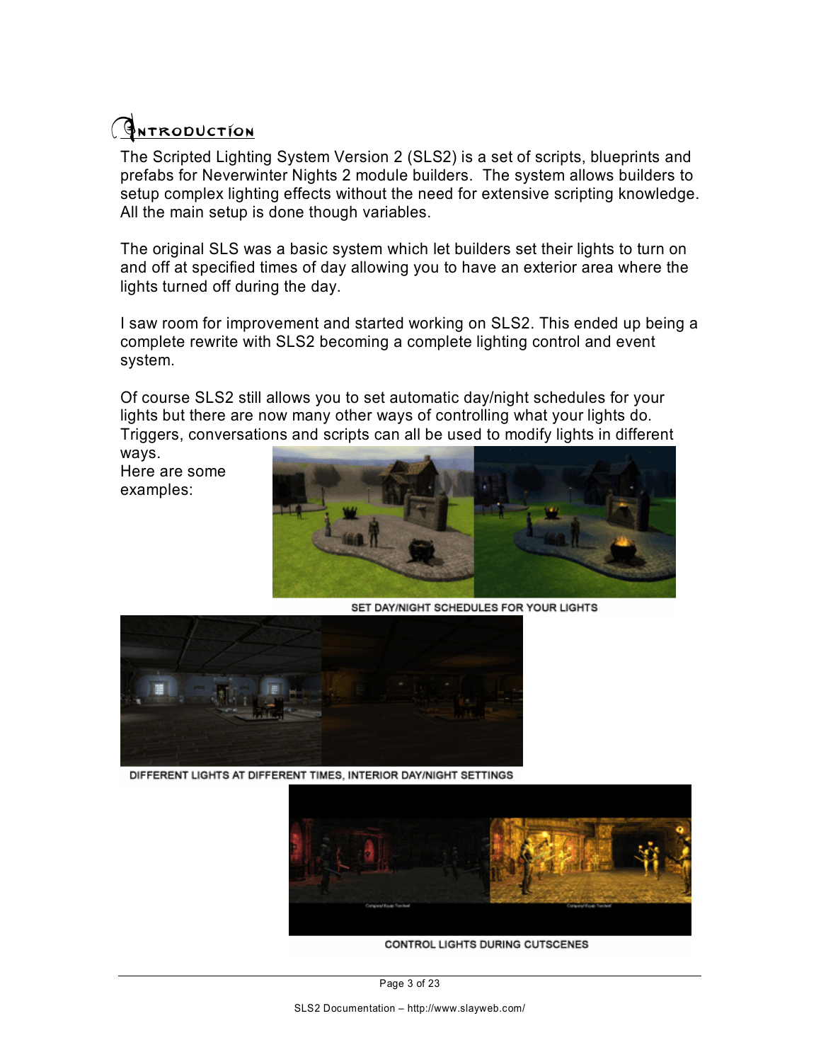# Introduction

The Scripted Lighting System Version 2 (SLS2) is a set of scripts, blueprints and prefabs for Neverwinter Nights 2 module builders. The system allows builders to setup complex lighting effects without the need for extensive scripting knowledge. All the main setup is done though variables.

The original SLS was a basic system which let builders set their lights to turn on and off at specified times of day allowing you to have an exterior area where the lights turned off during the day.

I saw room for improvement and started working on SLS2. This ended up being a complete rewrite with SLS2 becoming a complete lighting control and event system.

Of course SLS2 still allows you to set automatic day/night schedules for your lights but there are now many other ways of controlling what your lights do. Triggers, conversations and scripts can all be used to modify lights in different ways.

Here are some examples:

SET DAY/NIGHT SCHEDULES FOR YOUR LIGHTS

DIFFERENT LIGHTS AT DIFFERENT TIMES, INTERIOR DAY/NIGHT SETTINGS

CONTROL LIGHTS DURING CUTSCENES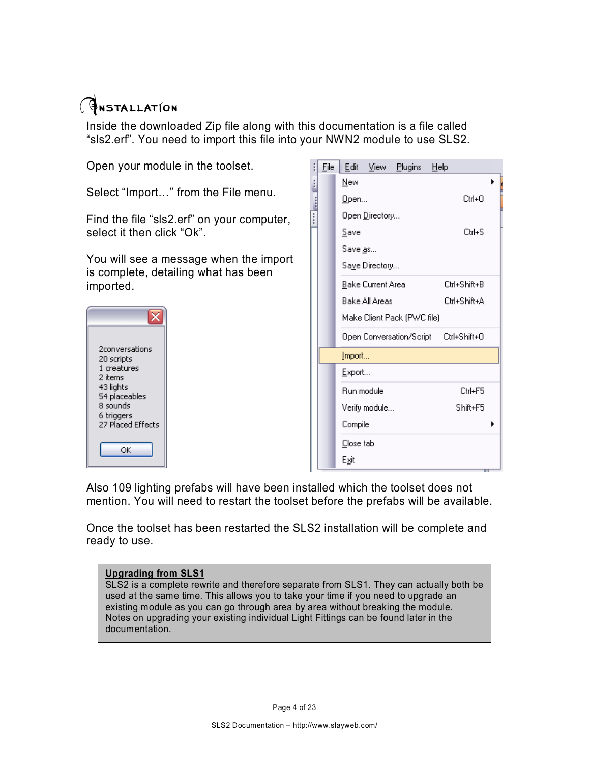## Installation

Inside the downloaded Zip file along with this documentation is a file called “sls2.erf”. You need to import this file into your NWN2 module to use SLS2.

Open your module in the toolset.

Select “Import…” from the File menu.

Find the file “sls2.erf” on your computer, select it then click “Ok”.

You will see a message when the import is complete, detailing what has been imported.

Also 109 lighting prefabs will have been installed which the toolset does not mention. You will need to restart the toolset before the prefabs will be available.

Once the toolset has been restarted the SLS2 installation will be complete and ready to use.

> **Upgrading from SLS1**
> SLS2 is a complete rewrite and therefore separate from SLS1. They can actually both be used at the same time. This allows you to take your time if you need to upgrade an existing module as you can go through area by area without breaking the module. Notes on upgrading your existing individual Light Fittings can be found later in the documentation.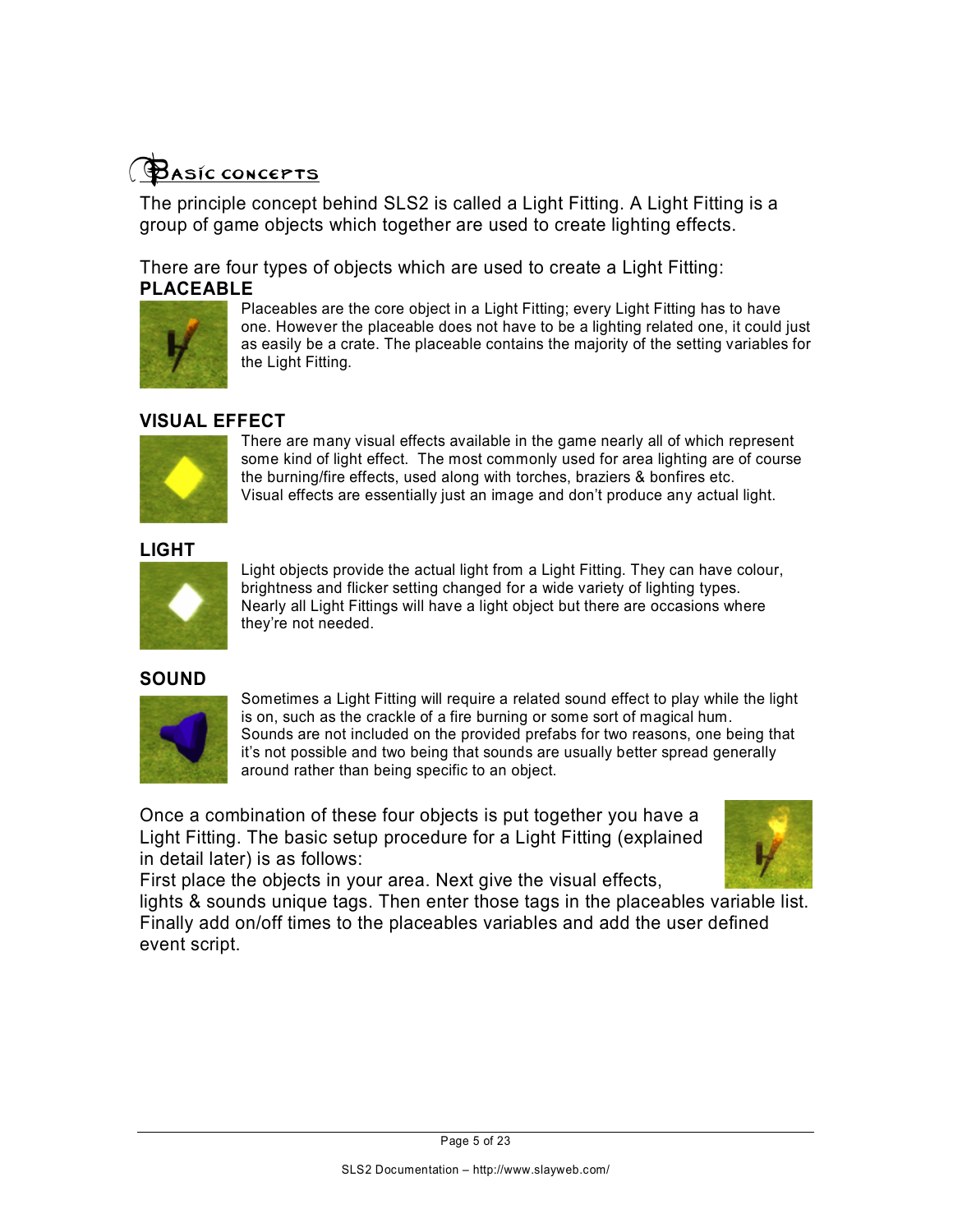## Basic concepts

The principle concept behind SLS2 is called a Light Fitting. A Light Fitting is a group of game objects which together are used to create lighting effects.

There are four types of objects which are used to create a Light Fitting:

### PLACEABLE

Placeables are the core object in a Light Fitting; every Light Fitting has to have one. However the placeable does not have to be a lighting related one, it could just as easily be a crate. The placeable contains the majority of the setting variables for the Light Fitting.

### VISUAL EFFECT

There are many visual effects available in the game nearly all of which represent some kind of light effect. The most commonly used for area lighting are of course the burning/fire effects, used along with torches, braziers & bonfires etc. Visual effects are essentially just an image and don't produce any actual light.

### LIGHT

Light objects provide the actual light from a Light Fitting. They can have colour, brightness and flicker setting changed for a wide variety of lighting types. Nearly all Light Fittings will have a light object but there are occasions where they're not needed.

### SOUND

Sometimes a Light Fitting will require a related sound effect to play while the light is on, such as the crackle of a fire burning or some sort of magical hum. Sounds are not included on the provided prefabs for two reasons, one being that it's not possible and two being that sounds are usually better spread generally around rather than being specific to an object.

Once a combination of these four objects is put together you have a Light Fitting. The basic setup procedure for a Light Fitting (explained in detail later) is as follows:
First place the objects in your area. Next give the visual effects, lights & sounds unique tags. Then enter those tags in the placeables variable list. Finally add on/off times to the placeables variables and add the user defined event script.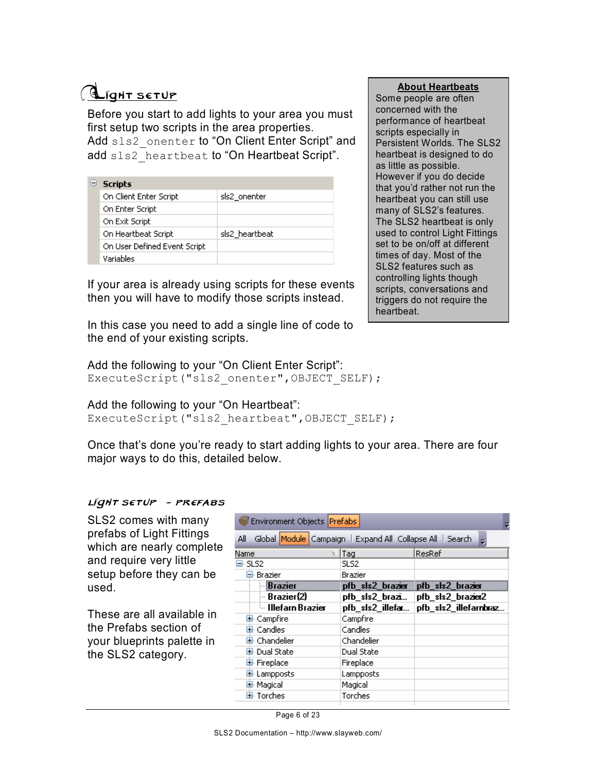## Light Setup

Before you start to add lights to your area you must first setup two scripts in the area properties.
Add `sls2_onenter` to "On Client Enter Script" and add `sls2_heartbeat` to "On Heartbeat Script".

| Scripts | |
|---|---|
| On Client Enter Script | sls2_onenter |
| On Enter Script | |
| On Exit Script | |
| On Heartbeat Script | sls2_heartbeat |
| On User Defined Event Script | |
| Variables | |

> **About Heartbeats**
> Some people are often concerned with the performance of heartbeat scripts especially in Persistent Worlds. The SLS2 heartbeat is designed to do as little as possible. However if you do decide that you'd rather not run the heartbeat you can still use many of SLS2's features. The SLS2 heartbeat is only used to control Light Fittings set to be on/off at different times of day. Most of the SLS2 features such as controlling lights though scripts, conversations and triggers do not require the heartbeat.

If your area is already using scripts for these events then you will have to modify those scripts instead.

In this case you need to add a single line of code to the end of your existing scripts.

Add the following to your "On Client Enter Script":

```
ExecuteScript("sls2_onenter",OBJECT_SELF);
```

Add the following to your "On Heartbeat":

```
ExecuteScript("sls2_heartbeat",OBJECT_SELF);
```

Once that's done you're ready to start adding lights to your area. There are four major ways to do this, detailed below.

### Light Setup - Prefabs

SLS2 comes with many prefabs of Light Fittings which are nearly complete and require very little setup before they can be used.

These are all available in the Prefabs section of your blueprints palette in the SLS2 category.

Environment Objects | Prefabs
All | Global | Module | Campaign | Expand All | Collapse All | Search

| Name | Tag | ResRef |
|---|---|---|
| SLS2 | SLS2 | |
| Brazier | Brazier | |
| **Brazier** | **pfb_sls2_brazier** | **pfb_sls2_brazier** |
| **Brazier{2}** | **pfb_sls2_brazi...** | **pfb_sls2_brazier2** |
| **Illefarn Brazier** | **pfb_sls2_illefar...** | **pfb_sls2_illefarnbraz...** |
| Campfire | Campfire | |
| Candles | Candles | |
| Chandelier | Chandelier | |
| Dual State | Dual State | |
| Fireplace | Fireplace | |
| Lampposts | Lampposts | |
| Magical | Magical | |
| Torches | Torches | |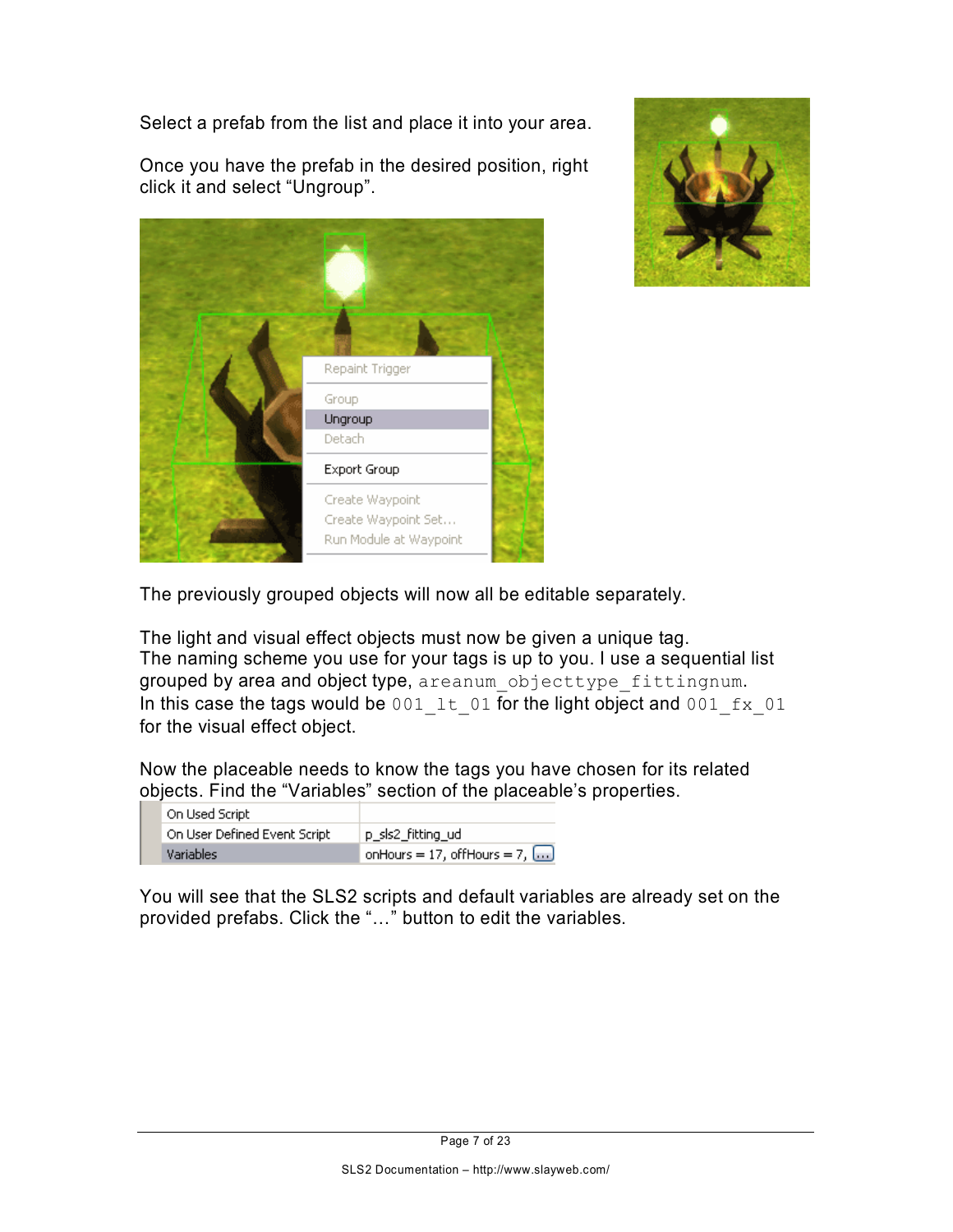Select a prefab from the list and place it into your area.

Once you have the prefab in the desired position, right click it and select “Ungroup”.

The previously grouped objects will now all be editable separately.

The light and visual effect objects must now be given a unique tag.
The naming scheme you use for your tags is up to you. I use a sequential list grouped by area and object type, `areanum_objecttype_fittingnum`.
In this case the tags would be `001_lt_01` for the light object and `001_fx_01` for the visual effect object.

Now the placeable needs to know the tags you have chosen for its related objects. Find the “Variables” section of the placeable’s properties.

You will see that the SLS2 scripts and default variables are already set on the provided prefabs. Click the “…” button to edit the variables.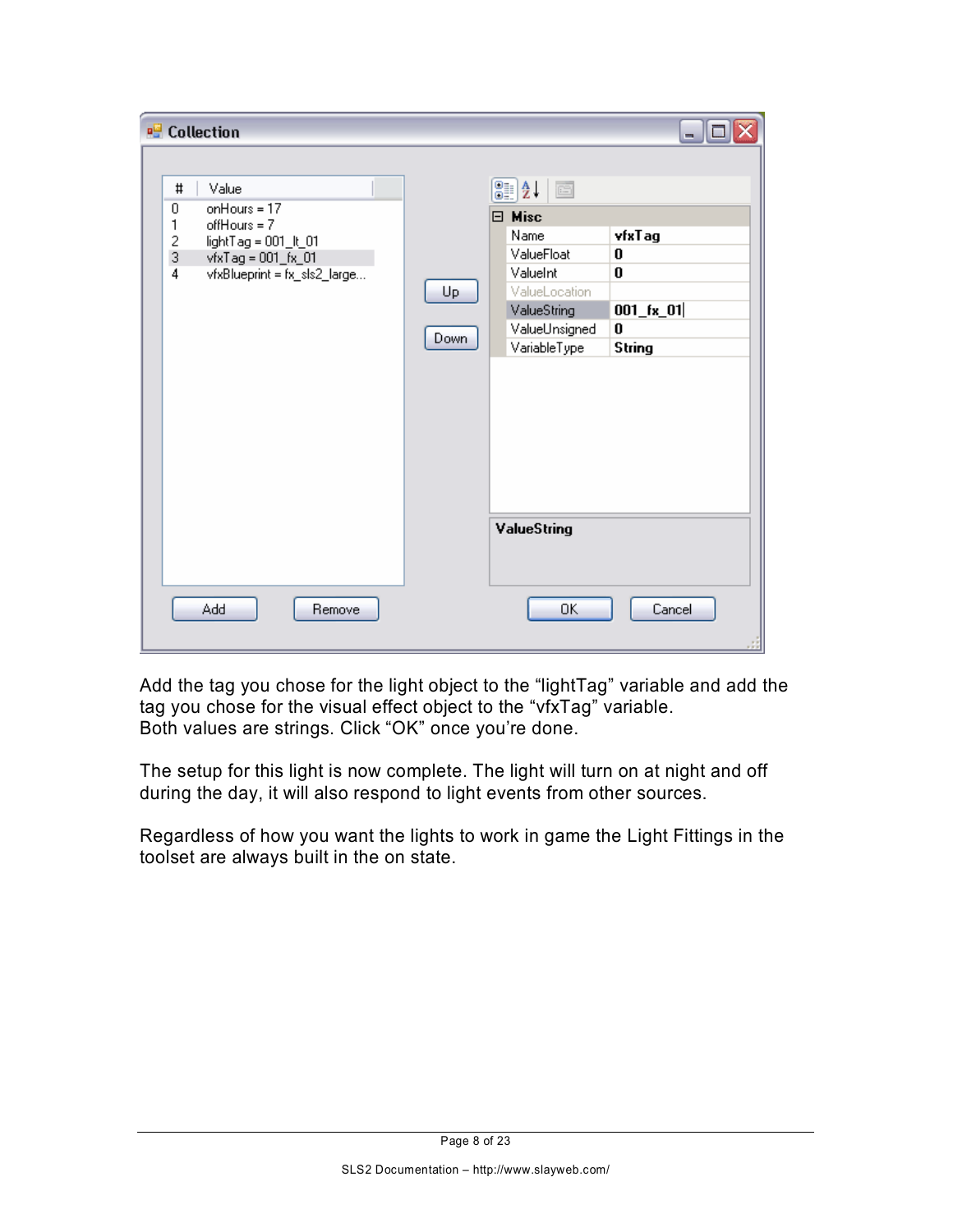Add the tag you chose for the light object to the “lightTag” variable and add the tag you chose for the visual effect object to the “vfxTag” variable.
Both values are strings. Click “OK” once you’re done.

The setup for this light is now complete. The light will turn on at night and off during the day, it will also respond to light events from other sources.

Regardless of how you want the lights to work in game the Light Fittings in the toolset are always built in the on state.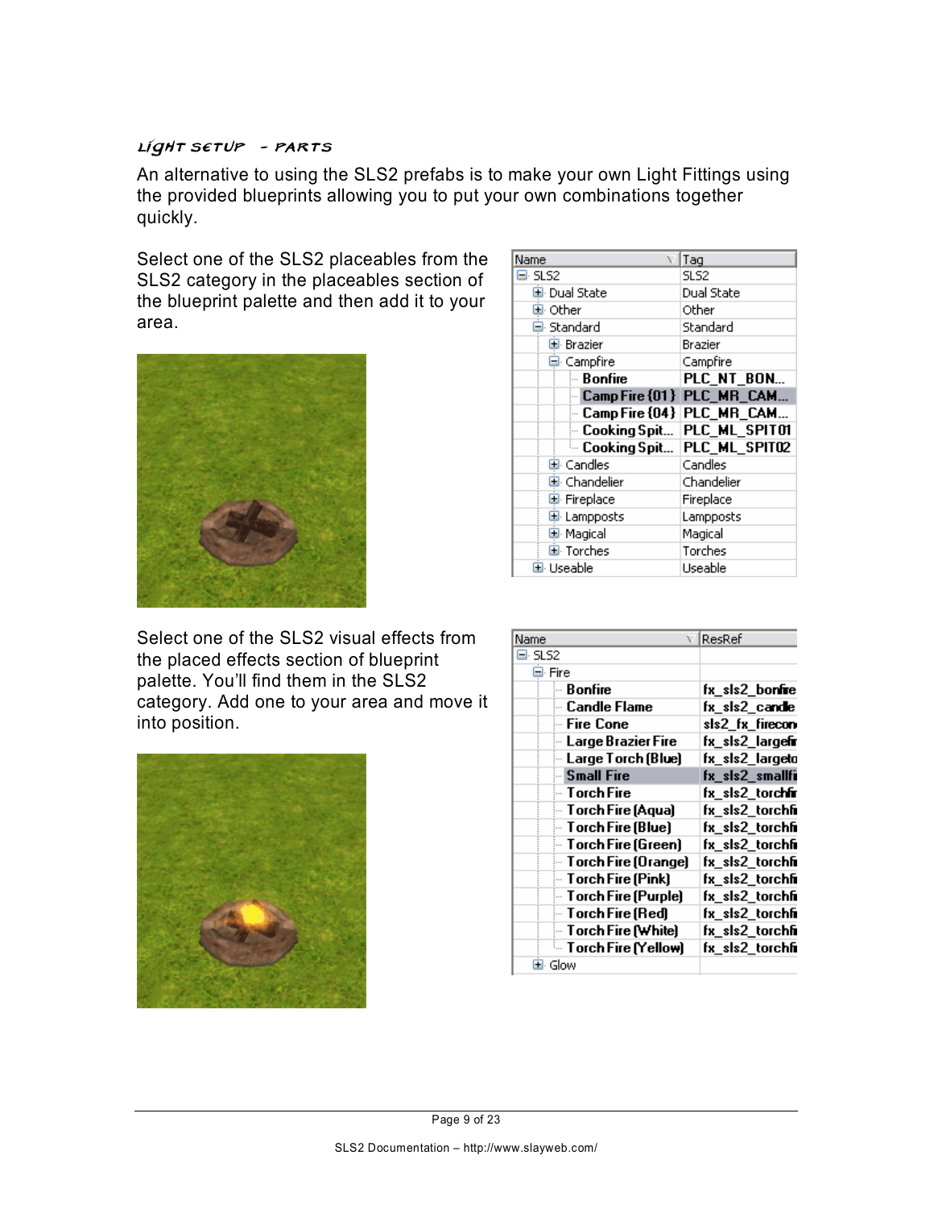## Light Setup – Parts

An alternative to using the SLS2 prefabs is to make your own Light Fittings using the provided blueprints allowing you to put your own combinations together quickly.

Select one of the SLS2 placeables from the SLS2 category in the placeables section of the blueprint palette and then add it to your area.

| Name | Tag |
| --- | --- |
| SLS2 | SLS2 |
| Dual State | Dual State |
| Other | Other |
| Standard | Standard |
| Brazier | Brazier |
| Campfire | Campfire |
| Bonfire | PLC_NT_BON... |
| Camp Fire {01} | PLC_MR_CAM... |
| Camp Fire {04} | PLC_MR_CAM... |
| Cooking Spit... | PLC_ML_SPIT01 |
| Cooking Spit... | PLC_ML_SPIT02 |
| Candles | Candles |
| Chandelier | Chandelier |
| Fireplace | Fireplace |
| Lampposts | Lampposts |
| Magical | Magical |
| Torches | Torches |
| Useable | Useable |

Select one of the SLS2 visual effects from the placed effects section of blueprint palette. You'll find them in the SLS2 category. Add one to your area and move it into position.

| Name | ResRef |
| --- | --- |
| SLS2 | |
| Fire | |
| Bonfire | fx_sls2_bonfire |
| Candle Flame | fx_sls2_candle |
| Fire Cone | sls2_fx_firecon |
| Large Brazier Fire | fx_sls2_largefir |
| Large Torch (Blue) | fx_sls2_largeto |
| Small Fire | fx_sls2_smallfi |
| Torch Fire | fx_sls2_torchfir |
| Torch Fire (Aqua) | fx_sls2_torchfi |
| Torch Fire (Blue) | fx_sls2_torchfi |
| Torch Fire (Green) | fx_sls2_torchfi |
| Torch Fire (Orange) | fx_sls2_torchfi |
| Torch Fire (Pink) | fx_sls2_torchfi |
| Torch Fire (Purple) | fx_sls2_torchfi |
| Torch Fire (Red) | fx_sls2_torchfi |
| Torch Fire (White) | fx_sls2_torchfi |
| Torch Fire (Yellow) | fx_sls2_torchfi |
| Glow | |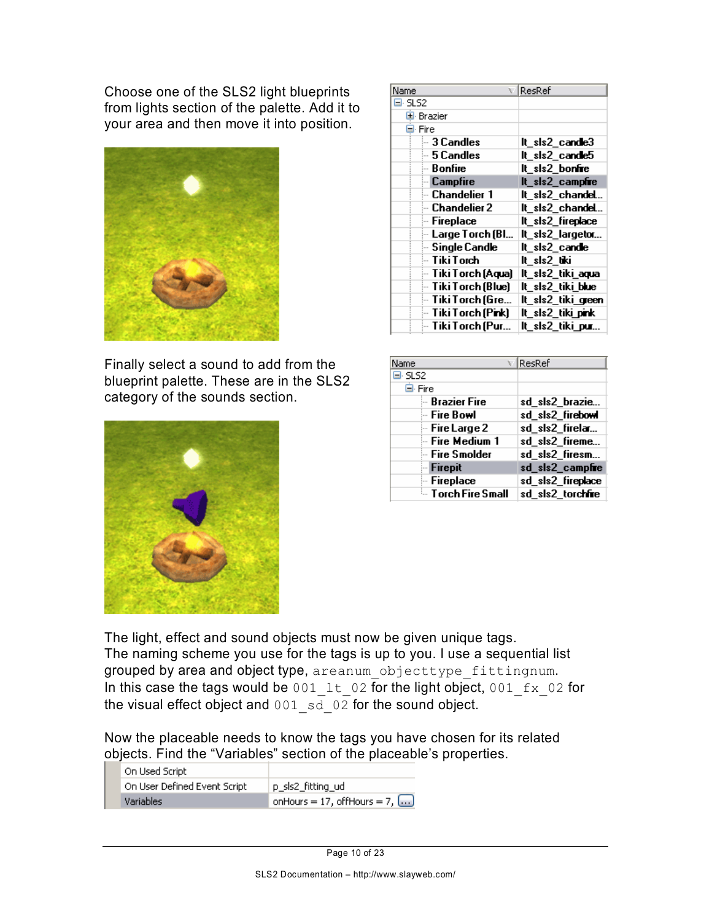Choose one of the SLS2 light blueprints from lights section of the palette. Add it to your area and then move it into position.

| Name | ResRef |
| --- | --- |
| SLS2 | |
| Brazier | |
| Fire | |
| 3 Candles | lt_sls2_candle3 |
| 5 Candles | lt_sls2_candle5 |
| Bonfire | lt_sls2_bonfire |
| Campfire | lt_sls2_campfire |
| Chandelier 1 | lt_sls2_chandel... |
| Chandelier 2 | lt_sls2_chandel... |
| Fireplace | lt_sls2_fireplace |
| Large Torch (Bl... | lt_sls2_largetor... |
| Single Candle | lt_sls2_candle |
| Tiki Torch | lt_sls2_tiki |
| Tiki Torch (Aqua) | lt_sls2_tiki_aqua |
| Tiki Torch (Blue) | lt_sls2_tiki_blue |
| Tiki Torch (Gre... | lt_sls2_tiki_green |
| Tiki Torch (Pink) | lt_sls2_tiki_pink |
| Tiki Torch (Pur... | lt_sls2_tiki_pur... |

Finally select a sound to add from the blueprint palette. These are in the SLS2 category of the sounds section.

| Name | ResRef |
| --- | --- |
| SLS2 | |
| Fire | |
| Brazier Fire | sd_sls2_brazie... |
| Fire Bowl | sd_sls2_firebowl |
| Fire Large 2 | sd_sls2_firelar... |
| Fire Medium 1 | sd_sls2_fireme... |
| Fire Smolder | sd_sls2_firesm... |
| Firepit | sd_sls2_campfire |
| Fireplace | sd_sls2_fireplace |
| Torch Fire Small | sd_sls2_torchfire |

The light, effect and sound objects must now be given unique tags.
The naming scheme you use for the tags is up to you. I use a sequential list grouped by area and object type, `areanum_objecttype_fittingnum`.
In this case the tags would be `001_lt_02` for the light object, `001_fx_02` for the visual effect object and `001_sd_02` for the sound object.

Now the placeable needs to know the tags you have chosen for its related objects. Find the "Variables" section of the placeable's properties.

| | |
| --- | --- |
| On Used Script | |
| On User Defined Event Script | p_sls2_fitting_ud |
| Variables | onHours = 17, offHours = 7, ... |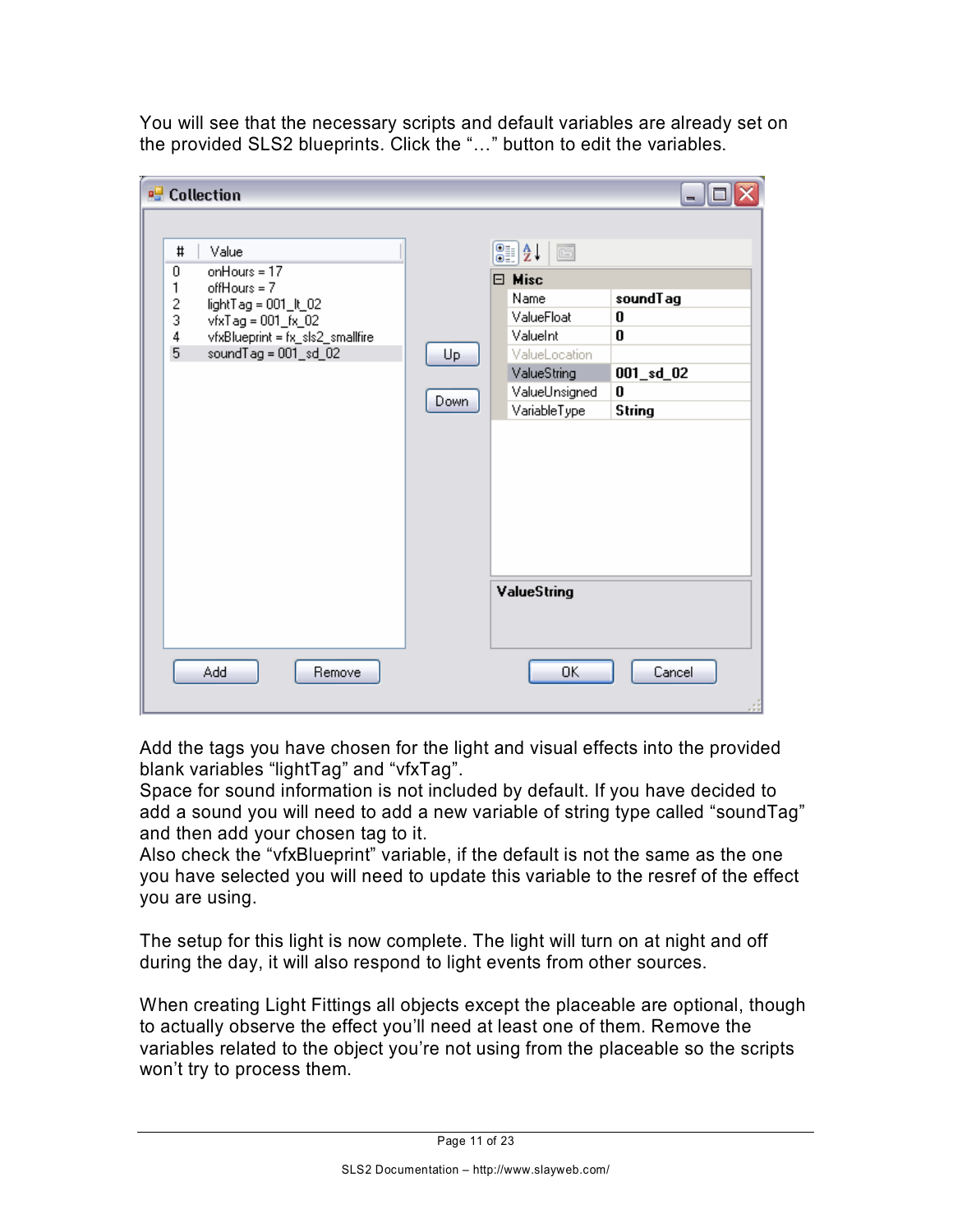You will see that the necessary scripts and default variables are already set on the provided SLS2 blueprints. Click the "…" button to edit the variables.

Add the tags you have chosen for the light and visual effects into the provided blank variables "lightTag" and "vfxTag".
Space for sound information is not included by default. If you have decided to add a sound you will need to add a new variable of string type called "soundTag" and then add your chosen tag to it.
Also check the "vfxBlueprint" variable, if the default is not the same as the one you have selected you will need to update this variable to the resref of the effect you are using.

The setup for this light is now complete. The light will turn on at night and off during the day, it will also respond to light events from other sources.

When creating Light Fittings all objects except the placeable are optional, though to actually observe the effect you'll need at least one of them. Remove the variables related to the object you're not using from the placeable so the scripts won't try to process them.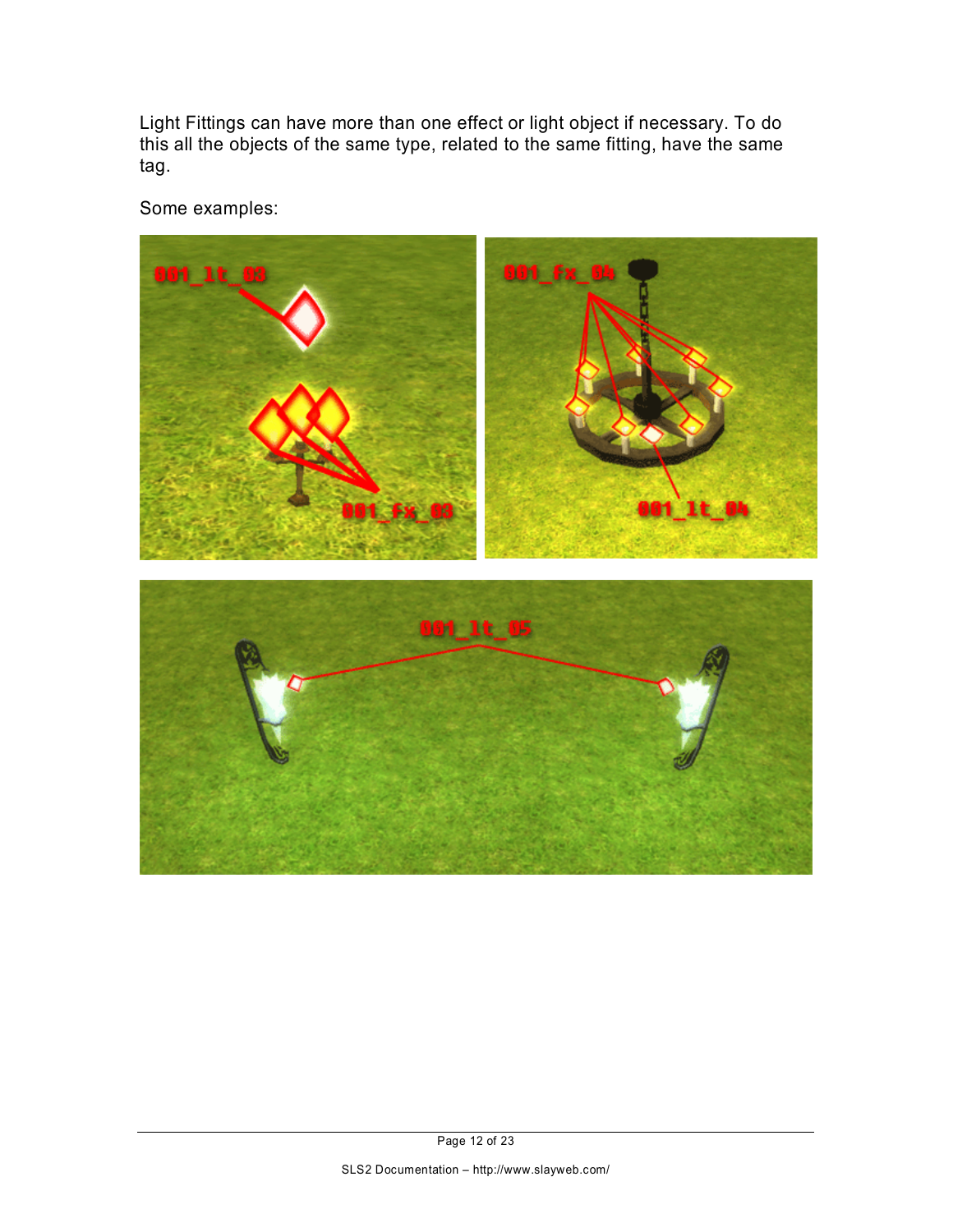Light Fittings can have more than one effect or light object if necessary. To do this all the objects of the same type, related to the same fitting, have the same tag.

Some examples: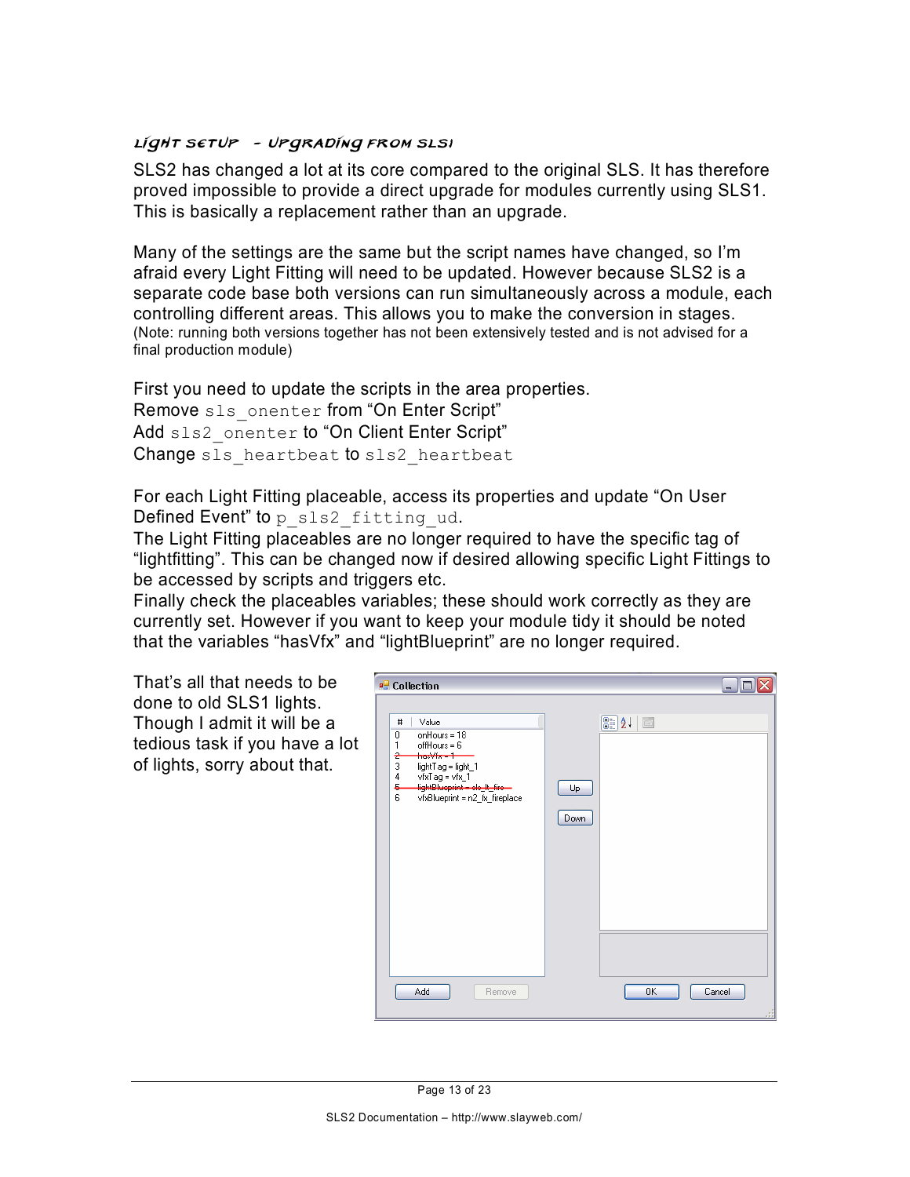### Light Setup - Upgrading from SLS1

SLS2 has changed a lot at its core compared to the original SLS. It has therefore proved impossible to provide a direct upgrade for modules currently using SLS1. This is basically a replacement rather than an upgrade.

Many of the settings are the same but the script names have changed, so I'm afraid every Light Fitting will need to be updated. However because SLS2 is a separate code base both versions can run simultaneously across a module, each controlling different areas. This allows you to make the conversion in stages.
(Note: running both versions together has not been extensively tested and is not advised for a final production module)

First you need to update the scripts in the area properties.
Remove `sls_onenter` from "On Enter Script"
Add `sls2_onenter` to "On Client Enter Script"
Change `sls_heartbeat` to `sls2_heartbeat`

For each Light Fitting placeable, access its properties and update "On User Defined Event" to `p_sls2_fitting_ud`.
The Light Fitting placeables are no longer required to have the specific tag of "lightfitting". This can be changed now if desired allowing specific Light Fittings to be accessed by scripts and triggers etc.
Finally check the placeables variables; these should work correctly as they are currently set. However if you want to keep your module tidy it should be noted that the variables "hasVfx" and "lightBlueprint" are no longer required.

That's all that needs to be done to old SLS1 lights. Though I admit it will be a tedious task if you have a lot of lights, sorry about that.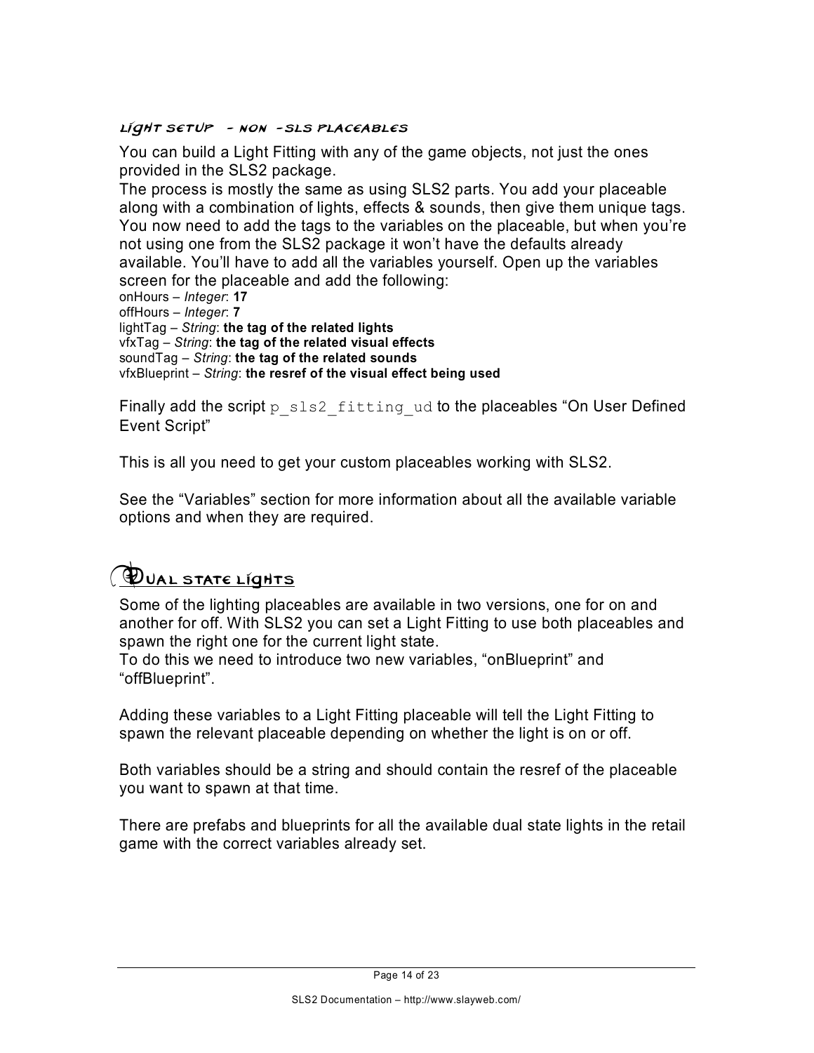### Light Setup - Non -SLS Placeables

You can build a Light Fitting with any of the game objects, not just the ones provided in the SLS2 package.
The process is mostly the same as using SLS2 parts. You add your placeable along with a combination of lights, effects & sounds, then give them unique tags. You now need to add the tags to the variables on the placeable, but when you're not using one from the SLS2 package it won't have the defaults already available. You'll have to add all the variables yourself. Open up the variables screen for the placeable and add the following:

onHours – *Integer*: **17**
offHours – *Integer*: **7**
lightTag – *String*: **the tag of the related lights**
vfxTag – *String*: **the tag of the related visual effects**
soundTag – *String*: **the tag of the related sounds**
vfxBlueprint – *String*: **the resref of the visual effect being used**

Finally add the script `p_sls2_fitting_ud` to the placeables "On User Defined Event Script"

This is all you need to get your custom placeables working with SLS2.

See the "Variables" section for more information about all the available variable options and when they are required.

## Dual State Lights

Some of the lighting placeables are available in two versions, one for on and another for off. With SLS2 you can set a Light Fitting to use both placeables and spawn the right one for the current light state.
To do this we need to introduce two new variables, "onBlueprint" and "offBlueprint".

Adding these variables to a Light Fitting placeable will tell the Light Fitting to spawn the relevant placeable depending on whether the light is on or off.

Both variables should be a string and should contain the resref of the placeable you want to spawn at that time.

There are prefabs and blueprints for all the available dual state lights in the retail game with the correct variables already set.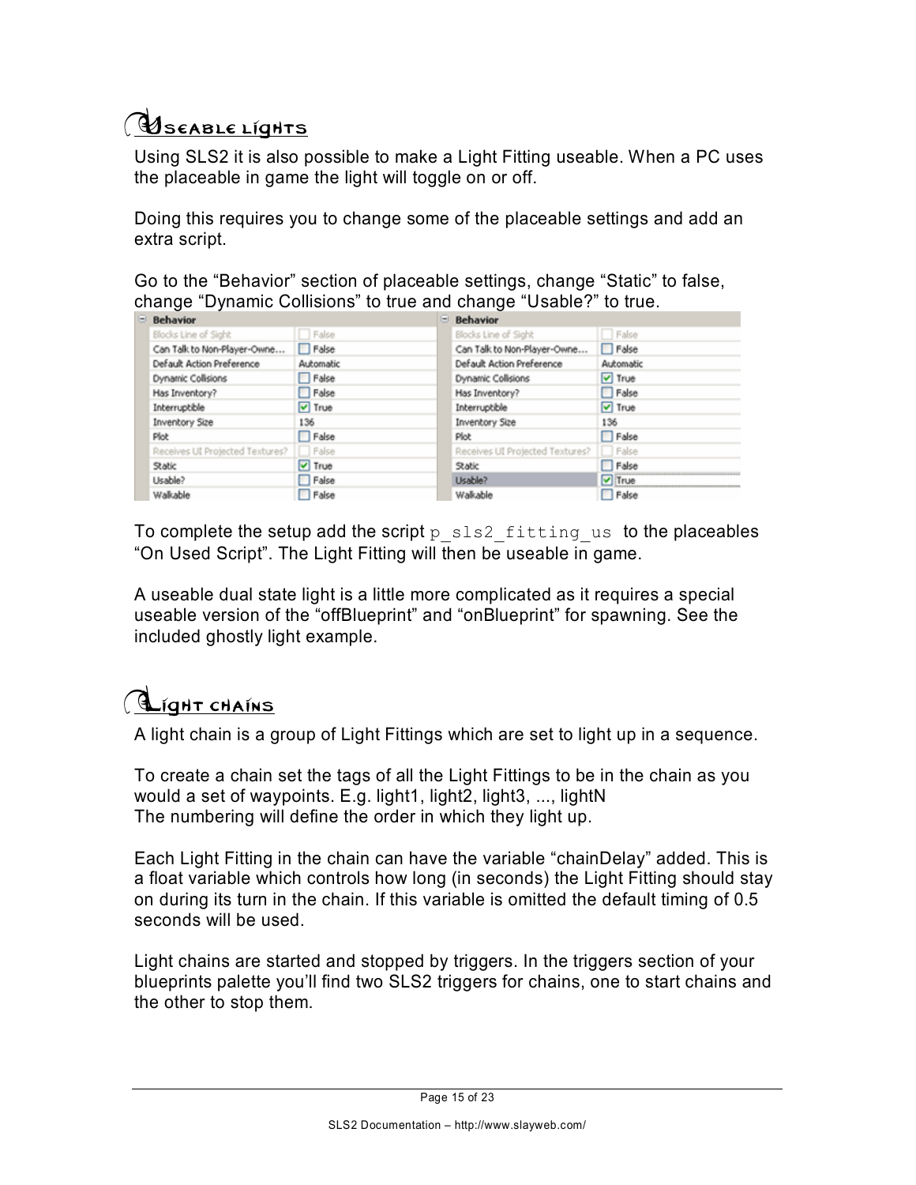## Useable lights

Using SLS2 it is also possible to make a Light Fitting useable. When a PC uses the placeable in game the light will toggle on or off.

Doing this requires you to change some of the placeable settings and add an extra script.

Go to the “Behavior” section of placeable settings, change “Static” to false, change “Dynamic Collisions” to true and change “Usable?” to true.

| Behavior | | Behavior | |
|---|---|---|---|
| Blocks Line of Sight | False | Blocks Line of Sight | False |
| Can Talk to Non-Player-Owne... | False | Can Talk to Non-Player-Owne... | False |
| Default Action Preference | Automatic | Default Action Preference | Automatic |
| Dynamic Collisions | False | Dynamic Collisions | True |
| Has Inventory? | False | Has Inventory? | False |
| Interruptible | True | Interruptible | True |
| Inventory Size | 136 | Inventory Size | 136 |
| Plot | False | Plot | False |
| Receives UI Projected Textures? | False | Receives UI Projected Textures? | False |
| Static | True | Static | False |
| Usable? | False | Usable? | True |
| Walkable | False | Walkable | False |

To complete the setup add the script `p_sls2_fitting_us` to the placeables “On Used Script”. The Light Fitting will then be useable in game.

A useable dual state light is a little more complicated as it requires a special useable version of the “offBlueprint” and “onBlueprint” for spawning. See the included ghostly light example.

## Light chains

A light chain is a group of Light Fittings which are set to light up in a sequence.

To create a chain set the tags of all the Light Fittings to be in the chain as you would a set of waypoints. E.g. light1, light2, light3, ..., lightN
The numbering will define the order in which they light up.

Each Light Fitting in the chain can have the variable “chainDelay” added. This is a float variable which controls how long (in seconds) the Light Fitting should stay on during its turn in the chain. If this variable is omitted the default timing of 0.5 seconds will be used.

Light chains are started and stopped by triggers. In the triggers section of your blueprints palette you’ll find two SLS2 triggers for chains, one to start chains and the other to stop them.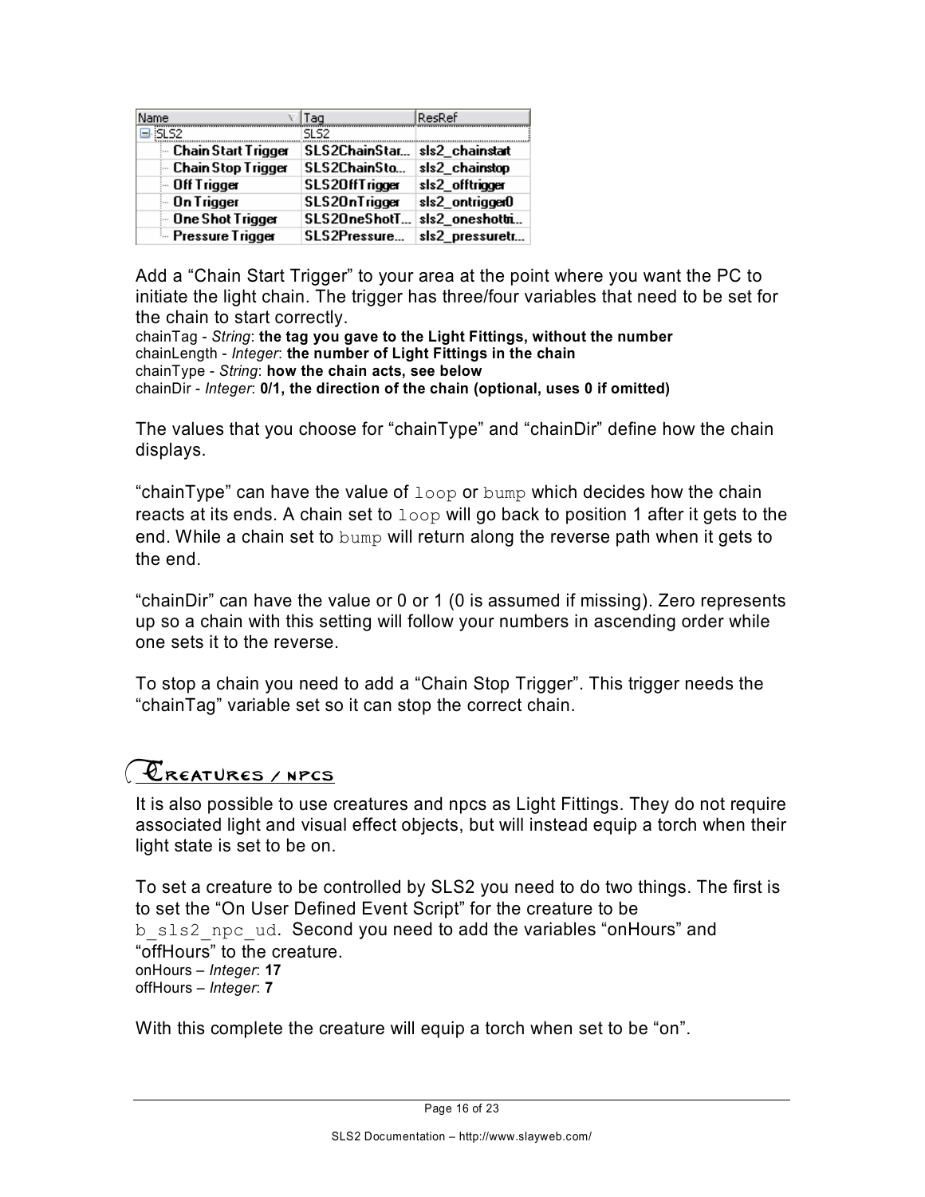| Name | Tag | ResRef |
|---|---|---|
| SLS2 | SLS2 | |
| Chain Start Trigger | SLS2ChainStar... | sls2_chainstart |
| Chain Stop Trigger | SLS2ChainSto... | sls2_chainstop |
| Off Trigger | SLS2OffTrigger | sls2_offtrigger |
| On Trigger | SLS2OnTrigger | sls2_ontrigger0 |
| One Shot Trigger | SLS2OneShotT... | sls2_oneshottri... |
| Pressure Trigger | SLS2Pressure... | sls2_pressuretr... |

Add a "Chain Start Trigger" to your area at the point where you want the PC to initiate the light chain. The trigger has three/four variables that need to be set for the chain to start correctly.

chainTag - *String*: **the tag you gave to the Light Fittings, without the number**
chainLength - *Integer*: **the number of Light Fittings in the chain**
chainType - *String*: **how the chain acts, see below**
chainDir - *Integer*: **0/1, the direction of the chain (optional, uses 0 if omitted)**

The values that you choose for "chainType" and "chainDir" define how the chain displays.

"chainType" can have the value of `loop` or `bump` which decides how the chain reacts at its ends. A chain set to `loop` will go back to position 1 after it gets to the end. While a chain set to `bump` will return along the reverse path when it gets to the end.

"chainDir" can have the value or 0 or 1 (0 is assumed if missing). Zero represents up so a chain with this setting will follow your numbers in ascending order while one sets it to the reverse.

To stop a chain you need to add a "Chain Stop Trigger". This trigger needs the "chainTag" variable set so it can stop the correct chain.

## Creatures / NPCs

It is also possible to use creatures and npcs as Light Fittings. They do not require associated light and visual effect objects, but will instead equip a torch when their light state is set to be on.

To set a creature to be controlled by SLS2 you need to do two things. The first is to set the "On User Defined Event Script" for the creature to be `b_sls2_npc_ud`. Second you need to add the variables "onHours" and "offHours" to the creature.

onHours – *Integer*: **17**
offHours – *Integer*: **7**

With this complete the creature will equip a torch when set to be "on".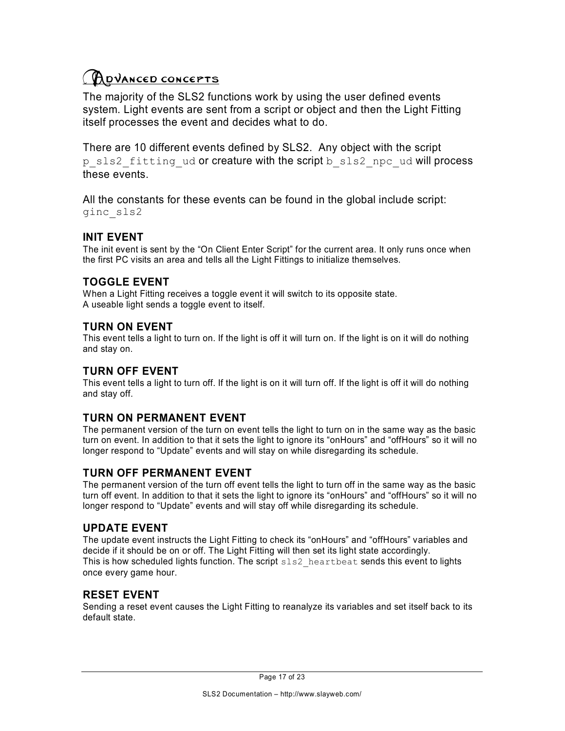# Advanced concepts

The majority of the SLS2 functions work by using the user defined events system. Light events are sent from a script or object and then the Light Fitting itself processes the event and decides what to do.

There are 10 different events defined by SLS2. Any object with the script `p_sls2_fitting_ud` or creature with the script `b_sls2_npc_ud` will process these events.

All the constants for these events can be found in the global include script: `ginc_sls2`

### INIT EVENT

The init event is sent by the "On Client Enter Script" for the current area. It only runs once when the first PC visits an area and tells all the Light Fittings to initialize themselves.

### TOGGLE EVENT

When a Light Fitting receives a toggle event it will switch to its opposite state.
A useable light sends a toggle event to itself.

### TURN ON EVENT

This event tells a light to turn on. If the light is off it will turn on. If the light is on it will do nothing and stay on.

### TURN OFF EVENT

This event tells a light to turn off. If the light is on it will turn off. If the light is off it will do nothing and stay off.

### TURN ON PERMANENT EVENT

The permanent version of the turn on event tells the light to turn on in the same way as the basic turn on event. In addition to that it sets the light to ignore its "onHours" and "offHours" so it will no longer respond to "Update" events and will stay on while disregarding its schedule.

### TURN OFF PERMANENT EVENT

The permanent version of the turn off event tells the light to turn off in the same way as the basic turn off event. In addition to that it sets the light to ignore its "onHours" and "offHours" so it will no longer respond to "Update" events and will stay off while disregarding its schedule.

### UPDATE EVENT

The update event instructs the Light Fitting to check its "onHours" and "offHours" variables and decide if it should be on or off. The Light Fitting will then set its light state accordingly.
This is how scheduled lights function. The script `sls2_heartbeat` sends this event to lights once every game hour.

### RESET EVENT

Sending a reset event causes the Light Fitting to reanalyze its variables and set itself back to its default state.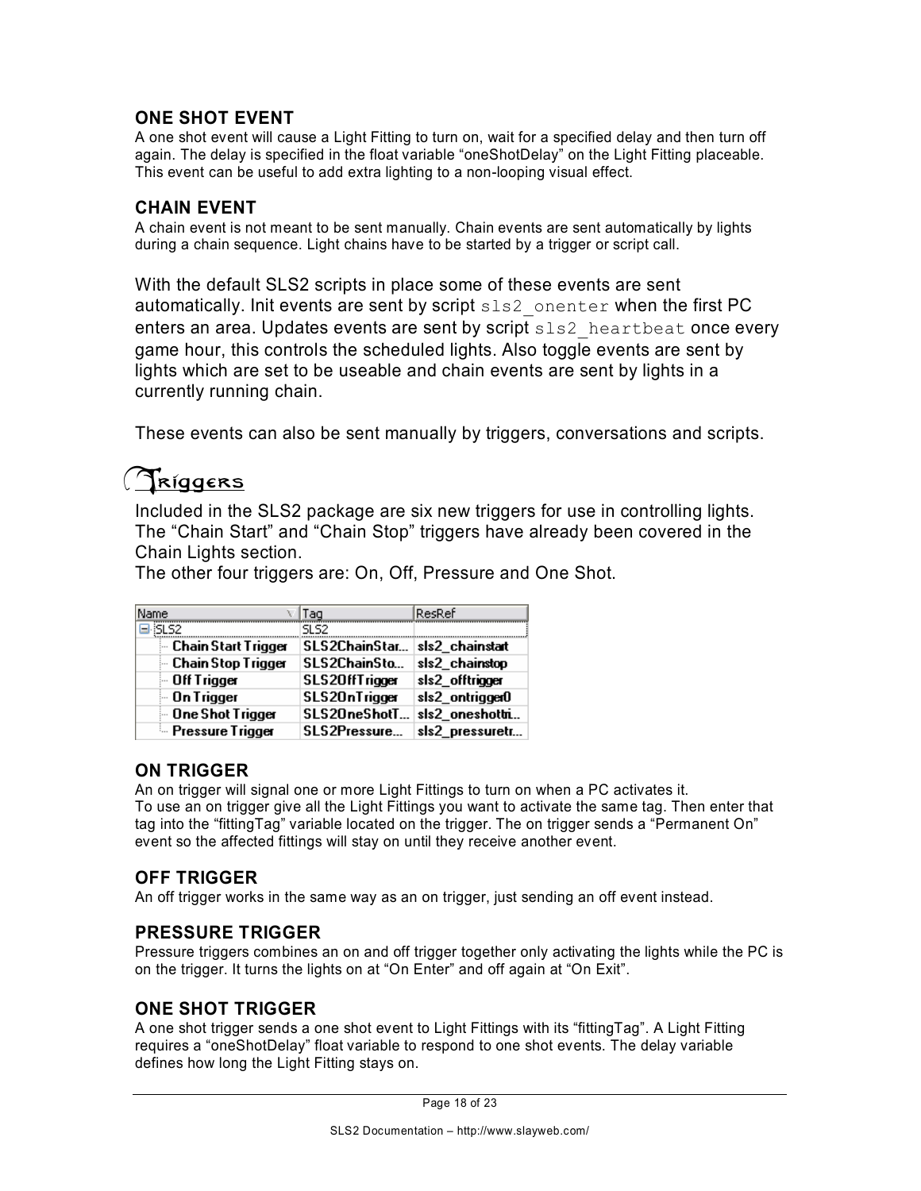### ONE SHOT EVENT

A one shot event will cause a Light Fitting to turn on, wait for a specified delay and then turn off again. The delay is specified in the float variable "oneShotDelay" on the Light Fitting placeable. This event can be useful to add extra lighting to a non-looping visual effect.

### CHAIN EVENT

A chain event is not meant to be sent manually. Chain events are sent automatically by lights during a chain sequence. Light chains have to be started by a trigger or script call.

With the default SLS2 scripts in place some of these events are sent automatically. Init events are sent by script `sls2_onenter` when the first PC enters an area. Updates events are sent by script `sls2_heartbeat` once every game hour, this controls the scheduled lights. Also toggle events are sent by lights which are set to be useable and chain events are sent by lights in a currently running chain.

These events can also be sent manually by triggers, conversations and scripts.

## Triggers

Included in the SLS2 package are six new triggers for use in controlling lights. The "Chain Start" and "Chain Stop" triggers have already been covered in the Chain Lights section.
The other four triggers are: On, Off, Pressure and One Shot.

| Name | Tag | ResRef |
|---|---|---|
| SLS2 | SLS2 | |
| Chain Start Trigger | SLS2ChainStar... | sls2_chainstart |
| Chain Stop Trigger | SLS2ChainSto... | sls2_chainstop |
| Off Trigger | SLS2OffTrigger | sls2_offtrigger |
| On Trigger | SLS2OnTrigger | sls2_ontrigger0 |
| One Shot Trigger | SLS2OneShotT... | sls2_oneshottri... |
| Pressure Trigger | SLS2Pressure... | sls2_pressuretr... |

### ON TRIGGER

An on trigger will signal one or more Light Fittings to turn on when a PC activates it.
To use an on trigger give all the Light Fittings you want to activate the same tag. Then enter that tag into the "fittingTag" variable located on the trigger. The on trigger sends a "Permanent On" event so the affected fittings will stay on until they receive another event.

### OFF TRIGGER

An off trigger works in the same way as an on trigger, just sending an off event instead.

### PRESSURE TRIGGER

Pressure triggers combines an on and off trigger together only activating the lights while the PC is on the trigger. It turns the lights on at "On Enter" and off again at "On Exit".

### ONE SHOT TRIGGER

A one shot trigger sends a one shot event to Light Fittings with its "fittingTag". A Light Fitting requires a "oneShotDelay" float variable to respond to one shot events. The delay variable defines how long the Light Fitting stays on.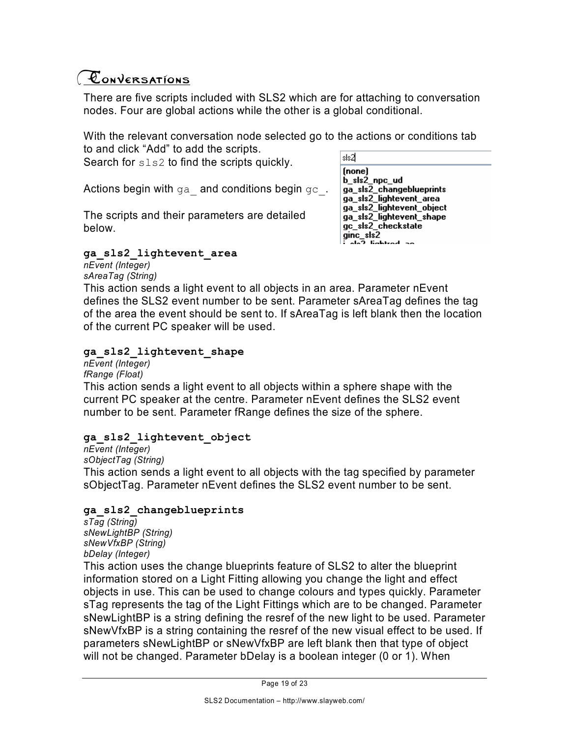# Conversations

There are five scripts included with SLS2 which are for attaching to conversation nodes. Four are global actions while the other is a global conditional.

With the relevant conversation node selected go to the actions or conditions tab to and click "Add" to add the scripts.
Search for `sls2` to find the scripts quickly.

Actions begin with `ga_` and conditions begin `gc_`.

The scripts and their parameters are detailed below.

### ga_sls2_lightevent_area

*nEvent (Integer)*
*sAreaTag (String)*

This action sends a light event to all objects in an area. Parameter nEvent defines the SLS2 event number to be sent. Parameter sAreaTag defines the tag of the area the event should be sent to. If sAreaTag is left blank then the location of the current PC speaker will be used.

### ga_sls2_lightevent_shape

*nEvent (Integer)*
*fRange (Float)*

This action sends a light event to all objects within a sphere shape with the current PC speaker at the centre. Parameter nEvent defines the SLS2 event number to be sent. Parameter fRange defines the size of the sphere.

### ga_sls2_lightevent_object

*nEvent (Integer)*
*sObjectTag (String)*

This action sends a light event to all objects with the tag specified by parameter sObjectTag. Parameter nEvent defines the SLS2 event number to be sent.

### ga_sls2_changeblueprints

*sTag (String)*
*sNewLightBP (String)*
*sNewVfxBP (String)*
*bDelay (Integer)*

This action uses the change blueprints feature of SLS2 to alter the blueprint information stored on a Light Fitting allowing you change the light and effect objects in use. This can be used to change colours and types quickly. Parameter sTag represents the tag of the Light Fittings which are to be changed. Parameter sNewLightBP is a string defining the resref of the new light to be used. Parameter sNewVfxBP is a string containing the resref of the new visual effect to be used. If parameters sNewLightBP or sNewVfxBP are left blank then that type of object will not be changed. Parameter bDelay is a boolean integer (0 or 1). When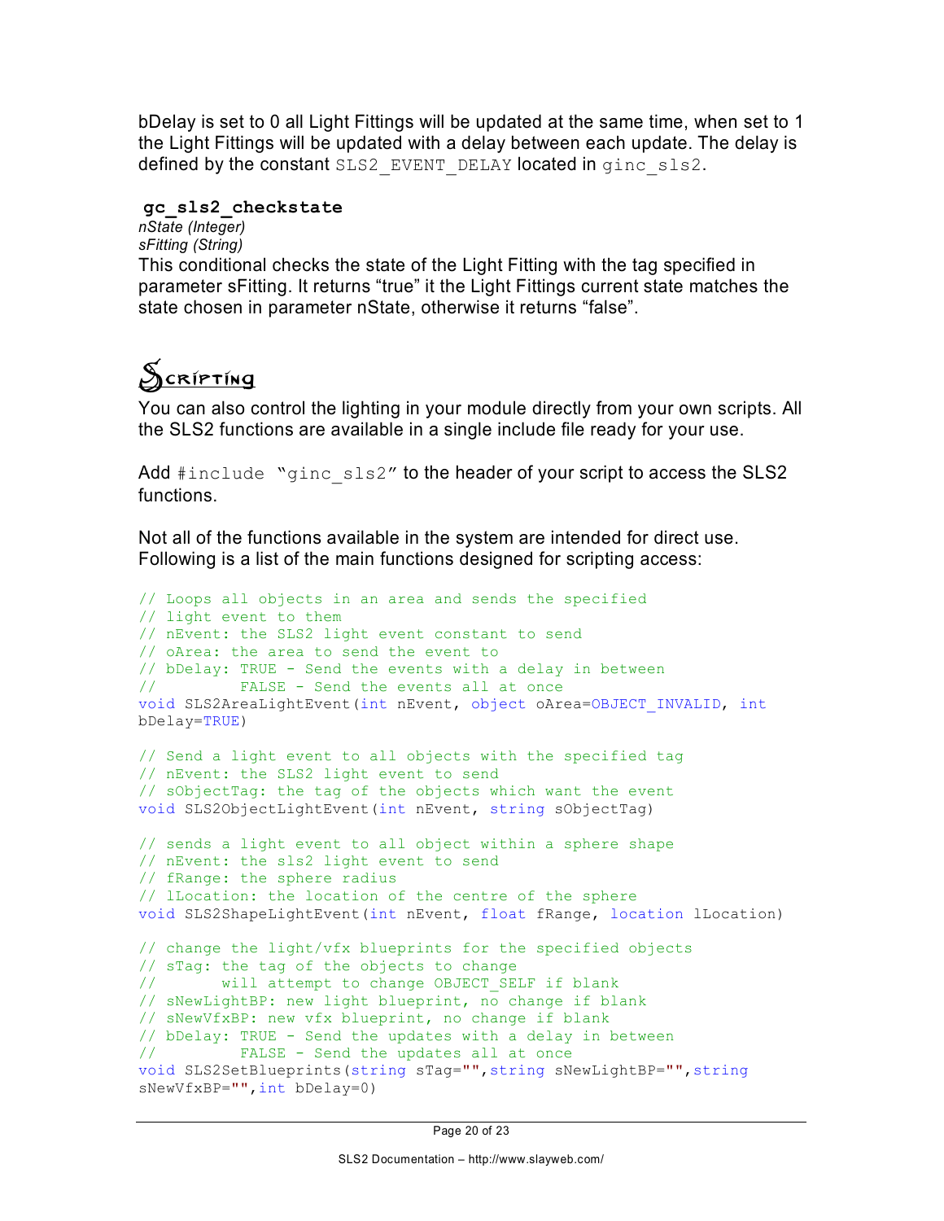bDelay is set to 0 all Light Fittings will be updated at the same time, when set to 1 the Light Fittings will be updated with a delay between each update. The delay is defined by the constant `SLS2_EVENT_DELAY` located in `ginc_sls2`.

### gc_sls2_checkstate

*nState (Integer)*
*sFitting (String)*

This conditional checks the state of the Light Fitting with the tag specified in parameter sFitting. It returns “true” it the Light Fittings current state matches the state chosen in parameter nState, otherwise it returns “false”.

## Scripting

You can also control the lighting in your module directly from your own scripts. All the SLS2 functions are available in a single include file ready for your use.

Add `#include “ginc_sls2”` to the header of your script to access the SLS2 functions.

Not all of the functions available in the system are intended for direct use. Following is a list of the main functions designed for scripting access:

```
// Loops all objects in an area and sends the specified
// light event to them
// nEvent: the SLS2 light event constant to send
// oArea: the area to send the event to
// bDelay: TRUE - Send the events with a delay in between
//         FALSE - Send the events all at once
void SLS2AreaLightEvent(int nEvent, object oArea=OBJECT_INVALID, int
bDelay=TRUE)

// Send a light event to all objects with the specified tag
// nEvent: the SLS2 light event to send
// sObjectTag: the tag of the objects which want the event
void SLS2ObjectLightEvent(int nEvent, string sObjectTag)

// sends a light event to all object within a sphere shape
// nEvent: the sls2 light event to send
// fRange: the sphere radius
// lLocation: the location of the centre of the sphere
void SLS2ShapeLightEvent(int nEvent, float fRange, location lLocation)

// change the light/vfx blueprints for the specified objects
// sTag: the tag of the objects to change
//       will attempt to change OBJECT_SELF if blank
// sNewLightBP: new light blueprint, no change if blank
// sNewVfxBP: new vfx blueprint, no change if blank
// bDelay: TRUE - Send the updates with a delay in between
//         FALSE - Send the updates all at once
void SLS2SetBlueprints(string sTag="",string sNewLightBP="",string
sNewVfxBP="",int bDelay=0)
```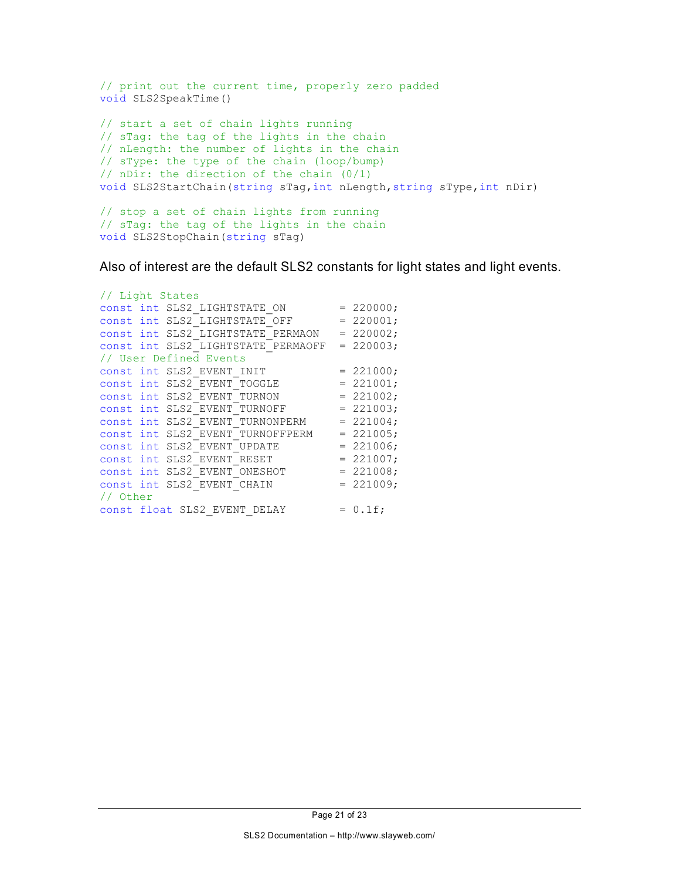```
// print out the current time, properly zero padded
void SLS2SpeakTime()

// start a set of chain lights running
// sTag: the tag of the lights in the chain
// nLength: the number of lights in the chain
// sType: the type of the chain (loop/bump)
// nDir: the direction of the chain (0/1)
void SLS2StartChain(string sTag,int nLength,string sType,int nDir)

// stop a set of chain lights from running
// sTag: the tag of the lights in the chain
void SLS2StopChain(string sTag)
```

Also of interest are the default SLS2 constants for light states and light events.

```
// Light States
const int SLS2_LIGHTSTATE_ON         = 220000;
const int SLS2_LIGHTSTATE_OFF        = 220001;
const int SLS2_LIGHTSTATE_PERMAON    = 220002;
const int SLS2_LIGHTSTATE_PERMAOFF   = 220003;
// User Defined Events
const int SLS2_EVENT_INIT            = 221000;
const int SLS2_EVENT_TOGGLE          = 221001;
const int SLS2_EVENT_TURNON          = 221002;
const int SLS2_EVENT_TURNOFF         = 221003;
const int SLS2_EVENT_TURNONPERM      = 221004;
const int SLS2_EVENT_TURNOFFPERM     = 221005;
const int SLS2_EVENT_UPDATE          = 221006;
const int SLS2_EVENT_RESET           = 221007;
const int SLS2_EVENT_ONESHOT         = 221008;
const int SLS2_EVENT_CHAIN           = 221009;
// Other
const float SLS2_EVENT_DELAY         = 0.1f;
```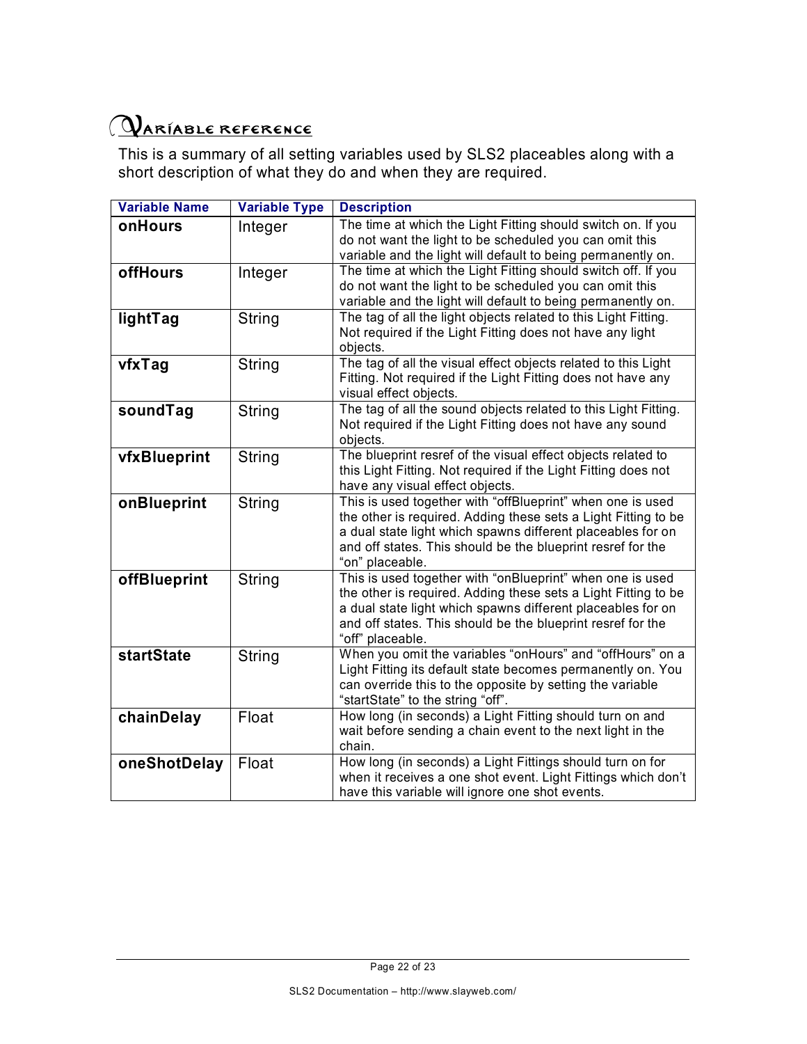## Variable reference

This is a summary of all setting variables used by SLS2 placeables along with a short description of what they do and when they are required.

| Variable Name | Variable Type | Description |
|---|---|---|
| **onHours** | Integer | The time at which the Light Fitting should switch on. If you do not want the light to be scheduled you can omit this variable and the light will default to being permanently on. |
| **offHours** | Integer | The time at which the Light Fitting should switch off. If you do not want the light to be scheduled you can omit this variable and the light will default to being permanently on. |
| **lightTag** | String | The tag of all the light objects related to this Light Fitting. Not required if the Light Fitting does not have any light objects. |
| **vfxTag** | String | The tag of all the visual effect objects related to this Light Fitting. Not required if the Light Fitting does not have any visual effect objects. |
| **soundTag** | String | The tag of all the sound objects related to this Light Fitting. Not required if the Light Fitting does not have any sound objects. |
| **vfxBlueprint** | String | The blueprint resref of the visual effect objects related to this Light Fitting. Not required if the Light Fitting does not have any visual effect objects. |
| **onBlueprint** | String | This is used together with "offBlueprint" when one is used the other is required. Adding these sets a Light Fitting to be a dual state light which spawns different placeables for on and off states. This should be the blueprint resref for the "on" placeable. |
| **offBlueprint** | String | This is used together with "onBlueprint" when one is used the other is required. Adding these sets a Light Fitting to be a dual state light which spawns different placeables for on and off states. This should be the blueprint resref for the "off" placeable. |
| **startState** | String | When you omit the variables "onHours" and "offHours" on a Light Fitting its default state becomes permanently on. You can override this to the opposite by setting the variable "startState" to the string "off". |
| **chainDelay** | Float | How long (in seconds) a Light Fitting should turn on and wait before sending a chain event to the next light in the chain. |
| **oneShotDelay** | Float | How long (in seconds) a Light Fittings should turn on for when it receives a one shot event. Light Fittings which don't have this variable will ignore one shot events. |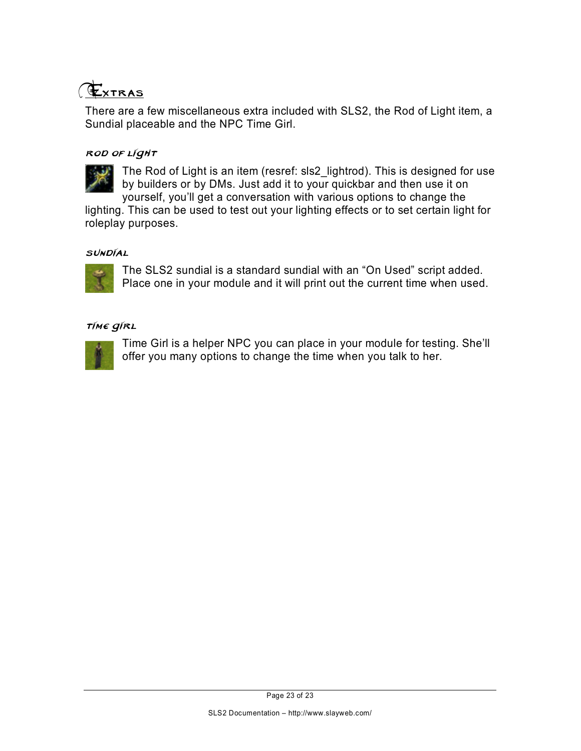# Extras

There are a few miscellaneous extra included with SLS2, the Rod of Light item, a Sundial placeable and the NPC Time Girl.

## Rod of Light

The Rod of Light is an item (resref: sls2_lightrod). This is designed for use by builders or by DMs. Just add it to your quickbar and then use it on yourself, you'll get a conversation with various options to change the lighting. This can be used to test out your lighting effects or to set certain light for roleplay purposes.

## Sundial

The SLS2 sundial is a standard sundial with an "On Used" script added. Place one in your module and it will print out the current time when used.

## Time Girl

Time Girl is a helper NPC you can place in your module for testing. She'll offer you many options to change the time when you talk to her.